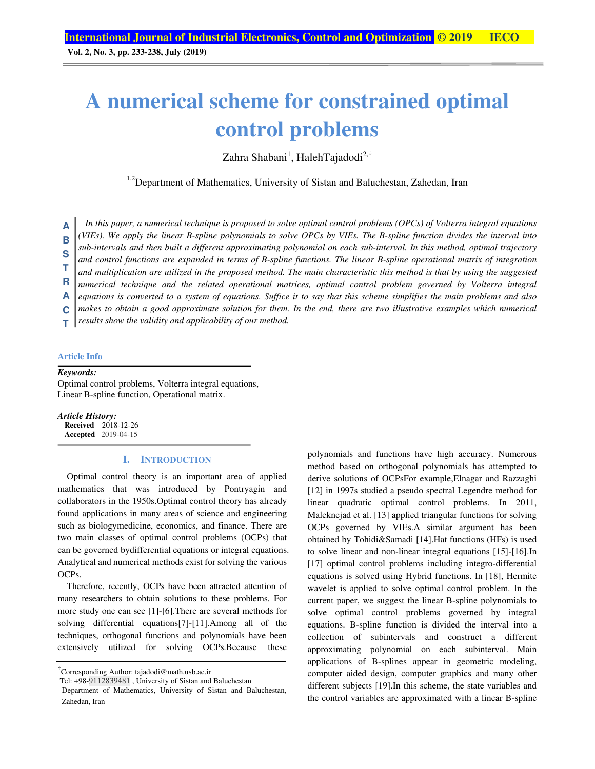# A numerical scheme for constrained optimal control problems

Zahra Shabani[1], HalehTajadodi[2,†]

[1,2]Department of Mathematics, University of Sistan and Baluchestan, Zahedan, Iran

**ABSTRACT**

*In this paper, a numerical technique is proposed to solve optimal control problems (OPCs) of Volterra integral equations (VIEs). We apply the linear B-spline polynomials to solve OPCs by VIEs. The B-spline function divides the interval into sub-intervals and then built a different approximating polynomial on each sub-interval. In this method, optimal trajectory and control functions are expanded in terms of B-spline functions. The linear B-spline operational matrix of integration and multiplication are utilized in the proposed method. The main characteristic this method is that by using the suggested numerical technique and the related operational matrices, optimal control problem governed by Volterra integral equations is converted to a system of equations. Suffice it to say that this scheme simplifies the main problems and also makes to obtain a good approximate solution for them. In the end, there are two illustrative examples which numerical results show the validity and applicability of our method.*

**Article Info**

***Keywords:***
Optimal control problems, Volterra integral equations, Linear B-spline function, Operational matrix.

***Article History:***
**Received** 2018-12-26
**Accepted** 2019-04-15

## I. INTRODUCTION

Optimal control theory is an important area of applied mathematics that was introduced by Pontryagin and collaborators in the 1950s.Optimal control theory has already found applications in many areas of science and engineering such as biologymedicine, economics, and finance. There are two main classes of optimal control problems (OCPs) that can be governed bydifferential equations or integral equations. Analytical and numerical methods exist for solving the various OCPs.

Therefore, recently, OCPs have been attracted attention of many researchers to obtain solutions to these problems. For more study one can see [1]-[6].There are several methods for solving differential equations[7]-[11].Among all of the techniques, orthogonal functions and polynomials have been extensively utilized for solving OCPs.Because these polynomials and functions have high accuracy. Numerous method based on orthogonal polynomials has attempted to derive solutions of OCPsFor example,Elnagar and Razzaghi [12] in 1997s studied a pseudo spectral Legendre method for linear quadratic optimal control problems. In 2011, Maleknejad et al. [13] applied triangular functions for solving OCPs governed by VIEs.A similar argument has been obtained by Tohidi&Samadi [14].Hat functions (HFs) is used to solve linear and non-linear integral equations [15]-[16].In [17] optimal control problems including integro-differential equations is solved using Hybrid functions. In [18], Hermite wavelet is applied to solve optimal control problem. In the current paper, we suggest the linear B-spline polynomials to solve optimal control problems governed by integral equations. B-spline function is divided the interval into a collection of subintervals and construct a different approximating polynomial on each subinterval. Main applications of B-splines appear in geometric modeling, computer aided design, computer graphics and many other different subjects [19].In this scheme, the state variables and the control variables are approximated with a linear B-spline

---

†Corresponding Author: tajadodi@math.usb.ac.ir
Tel: +98-9112839481 , University of Sistan and Baluchestan
Department of Mathematics, University of Sistan and Baluchestan, Zahedan, Iran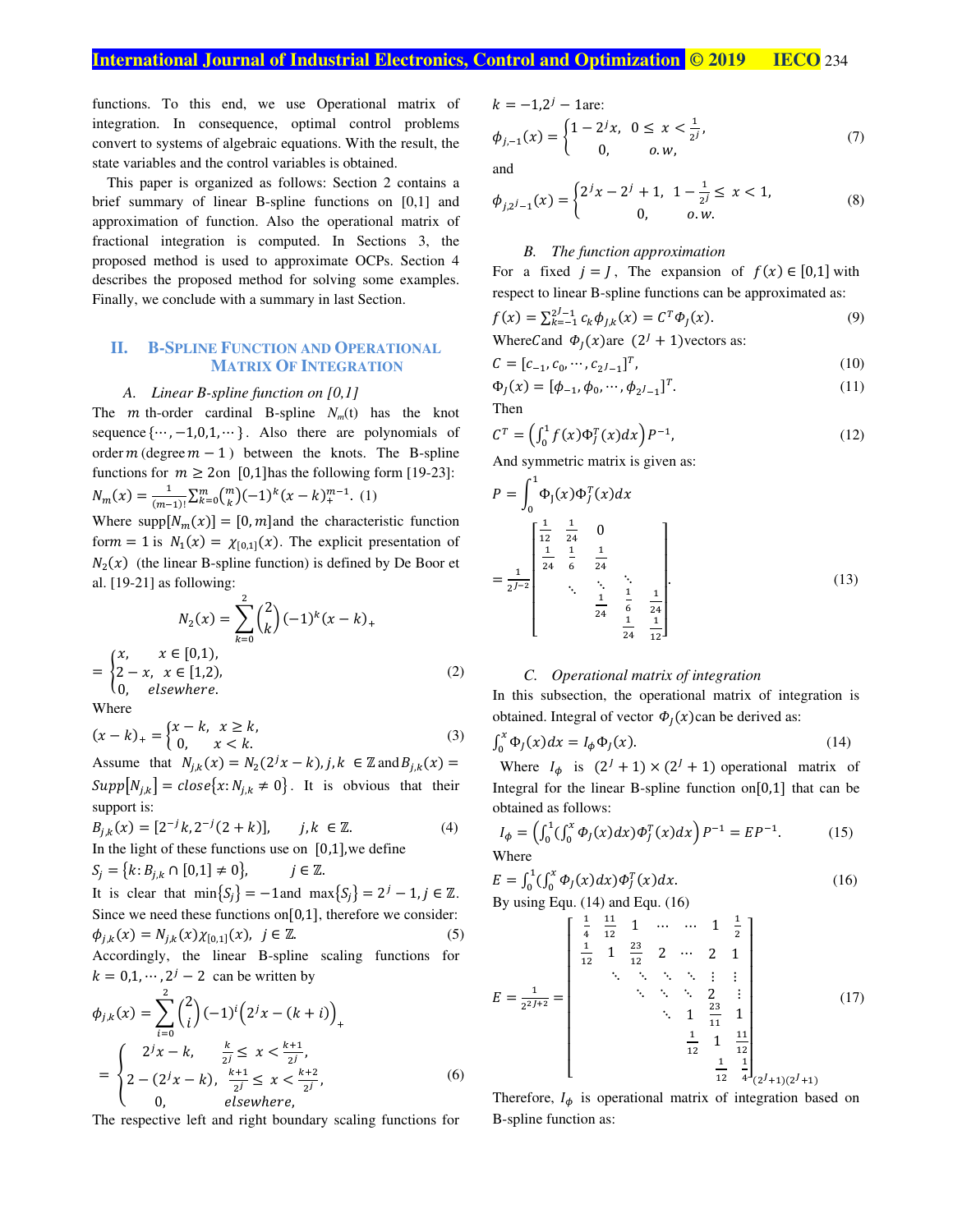functions. To this end, we use Operational matrix of integration. In consequence, optimal control problems convert to systems of algebraic equations. With the result, the state variables and the control variables is obtained.

This paper is organized as follows: Section 2 contains a brief summary of linear B-spline functions on [0,1] and approximation of function. Also the operational matrix of fractional integration is computed. In Sections 3, the proposed method is used to approximate OCPs. Section 4 describes the proposed method for solving some examples. Finally, we conclude with a summary in last Section.

## II. B-Spline Function and Operational Matrix Of Integration

### A. Linear B-spline function on [0,1]

The $m$ th-order cardinal B-spline $N_m(t)$ has the knot sequence $\{\cdots,-1,0,1,\cdots\}$. Also there are polynomials of order $m$ (degree $m-1$) between the knots. The B-spline functions for $m \geq 2$ on [0,1] has the following form [19-23]:

$$N_m(x) = \frac{1}{(m-1)!}\sum_{k=0}^{m}\binom{m}{k}(-1)^k(x-k)_+^{m-1}. \quad (1)$$

Where $\text{supp}[N_m(x)] = [0,m]$ and the characteristic function for $m=1$ is $N_1(x) = \chi_{[0,1]}(x)$. The explicit presentation of $N_2(x)$ (the linear B-spline function) is defined by De Boor et al. [19-21] as following:

$$N_2(x) = \sum_{k=0}^{2}\binom{2}{k}(-1)^k(x-k)_+$$

$$= \begin{cases} x, & x \in [0,1), \\ 2-x, & x \in [1,2), \\ 0, & elsewhere. \end{cases} \quad (2)$$

Where

$$(x-k)_+ = \begin{cases} x-k, & x \geq k, \\ 0, & x < k. \end{cases} \quad (3)$$

Assume that $N_{j,k}(x) = N_2(2^j x - k), j,k \in \mathbb{Z}$ and $B_{j,k}(x) = Supp[N_{j,k}] = close\{x: N_{j,k} \neq 0\}$. It is obvious that their support is:

$$B_{j,k}(x) = [2^{-j}k, 2^{-j}(2+k)], \qquad j,k \in \mathbb{Z}. \quad (4)$$

In the light of these functions use on [0,1], we define

$$S_j = \{k: B_{j,k} \cap [0,1] \neq 0\}, \qquad j \in \mathbb{Z}.$$

It is clear that $\min\{S_j\} = -1$ and $\max\{S_j\} = 2^j - 1, j \in \mathbb{Z}$. Since we need these functions on [0,1], therefore we consider:

$$\phi_{j,k}(x) = N_{j,k}(x)\chi_{[0,1]}(x), \ j \in \mathbb{Z}. \quad (5)$$

Accordingly, the linear B-spline scaling functions for $k = 0,1,\cdots,2^j-2$ can be written by

$$\phi_{j,k}(x) = \sum_{i=0}^{2}\binom{2}{i}(-1)^i\left(2^j x - (k+i)\right)_+$$

$$= \begin{cases} 2^j x - k, & \frac{k}{2^j} \leq x < \frac{k+1}{2^j}, \\ 2 - (2^j x - k), & \frac{k+1}{2^j} \leq x < \frac{k+2}{2^j}, \\ 0, & elsewhere, \end{cases} \quad (6)$$

The respective left and right boundary scaling functions for $k = -1, 2^j - 1$ are:

$$\phi_{j,-1}(x) = \begin{cases} 1 - 2^j x, & 0 \leq x < \frac{1}{2^j}, \\ 0, & o.w, \end{cases} \quad (7)$$

and

$$\phi_{j,2^j-1}(x) = \begin{cases} 2^j x - 2^j + 1, & 1 - \frac{1}{2^j} \leq x < 1, \\ 0, & o.w. \end{cases} \quad (8)$$

### B. The function approximation

For a fixed $j = J$, The expansion of $f(x) \in [0,1]$ with respect to linear B-spline functions can be approximated as:

$$f(x) = \sum_{k=-1}^{2^J-1} c_k \phi_{J,k}(x) = C^T \Phi_J(x). \quad (9)$$

Where $C$ and $\Phi_J(x)$ are $(2^J+1)$ vectors as:

$$C = [c_{-1}, c_0, \cdots, c_{2^J-1}]^T, \quad (10)$$

$$\Phi_J(x) = [\phi_{-1}, \phi_0, \cdots, \phi_{2^J-1}]^T. \quad (11)$$

Then

$$C^T = \left(\int_0^1 f(x)\Phi_J^T(x)dx\right)P^{-1}, \quad (12)$$

And symmetric matrix is given as:

$$P = \int_0^1 \Phi_J(x)\Phi_J^T(x)dx$$

$$= \frac{1}{2^{J-2}}\begin{bmatrix} \frac{1}{12} & \frac{1}{24} & 0 & & \\ \frac{1}{24} & \frac{1}{6} & \frac{1}{24} & & \\ & \ddots & \ddots & \ddots & \\ & & \frac{1}{24} & \frac{1}{6} & \frac{1}{24} \\ & & & \frac{1}{24} & \frac{1}{12} \end{bmatrix}. \quad (13)$$

### C. Operational matrix of integration

In this subsection, the operational matrix of integration is obtained. Integral of vector $\Phi_J(x)$ can be derived as:

$$\int_0^x \Phi_J(x)dx = I_\phi \Phi_J(x). \quad (14)$$

Where $I_\phi$ is $(2^J+1)\times(2^J+1)$ operational matrix of Integral for the linear B-spline function on [0,1] that can be obtained as follows:

$$I_\phi = \left(\int_0^1\left(\int_0^x \Phi_J(x)dx\right)\Phi_J^T(x)dx\right)P^{-1} = EP^{-1}. \quad (15)$$

Where

$$E = \int_0^1\left(\int_0^x \Phi_J(x)dx\right)\Phi_J^T(x)dx. \quad (16)$$

By using Equ. (14) and Equ. (16)

$$E = \frac{1}{2^{2J+2}} = \begin{bmatrix} \frac{1}{4} & \frac{11}{12} & 1 & \cdots & \cdots & 1 & \frac{1}{2} \\ \frac{1}{12} & 1 & \frac{23}{12} & 2 & \cdots & 2 & 1 \\ & \ddots & \ddots & \ddots & \ddots & \vdots & \vdots \\ & & \ddots & \ddots & \ddots & 2 & \vdots \\ & & & \ddots & 1 & \frac{23}{11} & 1 \\ & & & & \frac{1}{12} & 1 & \frac{11}{12} \\ & & & & & \frac{1}{12} & \frac{1}{4} \end{bmatrix}_{(2^J+1)(2^J+1)} \quad (17)$$

Therefore, $I_\phi$ is operational matrix of integration based on B-spline function as: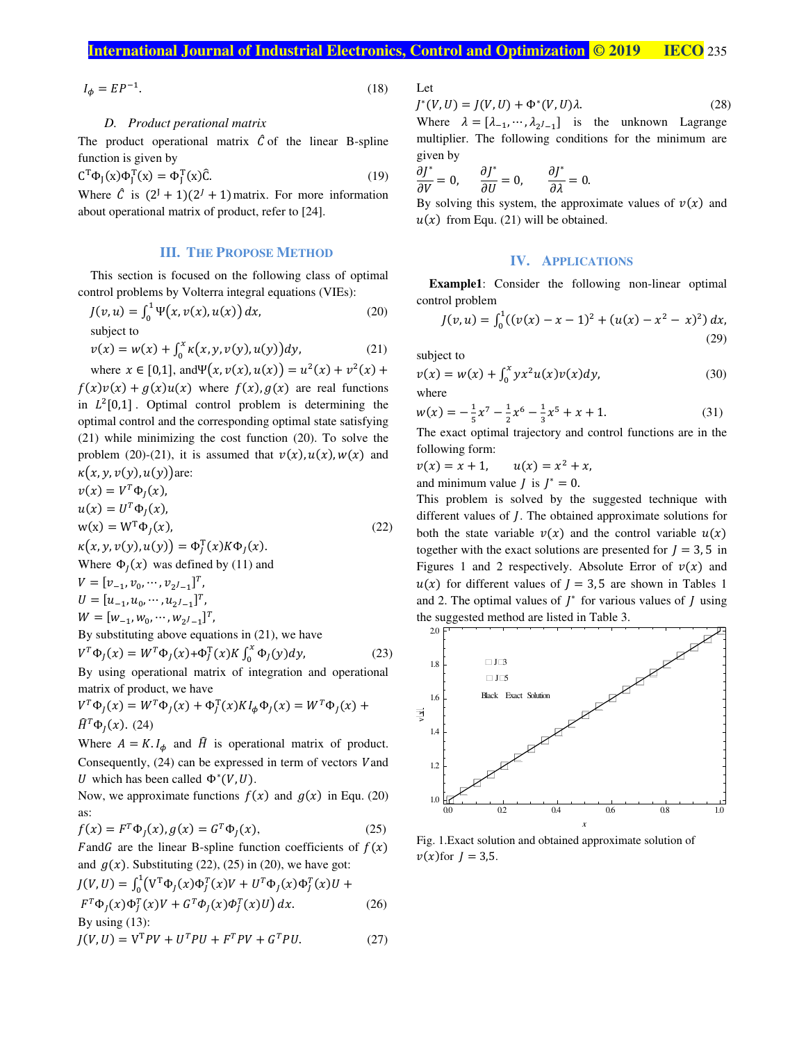$$I_\phi = EP^{-1}. \tag{18}$$

### D. Product perational matrix

The product operational matrix $\hat{C}$ of the linear B-spline function is given by

$$C^T\Phi_J(x)\Phi_J^T(x) = \Phi_J^T(x)\hat{C}. \tag{19}$$

Where $\hat{C}$ is $(2^J+1)(2^J+1)$ matrix. For more information about operational matrix of product, refer to [24].

## III. The Propose Method

This section is focused on the following class of optimal control problems by Volterra integral equations (VIEs):

$$J(v,u) = \int_0^1 \Psi(x, v(x), u(x))\, dx, \tag{20}$$

subject to

$$v(x) = w(x) + \int_0^x \kappa(x, y, v(y), u(y)) dy, \tag{21}$$

where $x \in [0,1]$, and $\Psi(x, v(x), u(x)) = u^2(x) + v^2(x) + f(x)v(x) + g(x)u(x)$ where $f(x), g(x)$ are real functions in $L^2[0,1]$. Optimal control problem is determining the optimal control and the corresponding optimal state satisfying (21) while minimizing the cost function (20). To solve the problem (20)-(21), it is assumed that $v(x), u(x), w(x)$ and $\kappa(x, y, v(y), u(y))$ are:

$$\begin{aligned}
v(x) &= V^T\Phi_J(x),\\
u(x) &= U^T\Phi_J(x),\\
w(x) &= W^T\Phi_J(x),\\
\kappa(x,y,v(y),u(y)) &= \Phi_J^T(x)K\Phi_J(x).
\end{aligned} \tag{22}$$

Where $\Phi_J(x)$ was defined by (11) and

$V = [v_{-1}, v_0, \cdots, v_{2^J-1}]^T$,

$U = [u_{-1}, u_0, \cdots, u_{2^J-1}]^T$,

$W = [w_{-1}, w_0, \cdots, w_{2^J-1}]^T$,

By substituting above equations in (21), we have

$$V^T\Phi_J(x) = W^T\Phi_J(x) + \Phi_J^T(x)K\int_0^x \Phi_J(y)dy, \tag{23}$$

By using operational matrix of integration and operational matrix of product, we have

$$V^T\Phi_J(x) = W^T\Phi_J(x) + \Phi_J^T(x)KI_\phi\Phi_J(x) = W^T\Phi_J(x) + \hat{H}^T\Phi_J(x). \tag{24}$$

Where $A = K.I_\phi$ and $\hat{H}$ is operational matrix of product. Consequently, (24) can be expressed in term of vectors $V$ and $U$ which has been called $\Phi^*(V,U)$.

Now, we approximate functions $f(x)$ and $g(x)$ in Equ. (20) as:

$$f(x) = F^T\Phi_J(x), g(x) = G^T\Phi_J(x), \tag{25}$$

$F$ and $G$ are the linear B-spline function coefficients of $f(x)$ and $g(x)$. Substituting (22), (25) in (20), we have got:

$$J(V,U) = \int_0^1 \left(V^T\Phi_J(x)\Phi_J^T(x)V + U^T\Phi_J(x)\Phi_J^T(x)U + F^T\Phi_J(x)\Phi_J^T(x)V + G^T\Phi_J(x)\Phi_J^T(x)U\right) dx. \tag{26}$$

By using (13):

$$J(V,U) = V^TPV + U^TPU + F^TPV + G^TPU. \tag{27}$$

Let

$$J^*(V,U) = J(V,U) + \Phi^*(V,U)\lambda. \tag{28}$$

Where $\lambda = [\lambda_{-1}, \cdots, \lambda_{2^J-1}]$ is the unknown Lagrange multiplier. The following conditions for the minimum are given by

$$\frac{\partial J^*}{\partial V} = 0, \quad \frac{\partial J^*}{\partial U} = 0, \quad \frac{\partial J^*}{\partial \lambda} = 0.$$

By solving this system, the approximate values of $v(x)$ and $u(x)$ from Equ. (21) will be obtained.

## IV. Applications

**Example1**: Consider the following non-linear optimal control problem

$$J(v,u) = \int_0^1 ((v(x) - x - 1)^2 + (u(x) - x^2 - x)^2)\, dx, \tag{29}$$

subject to

$$v(x) = w(x) + \int_0^x yx^2u(x)v(x)dy, \tag{30}$$

where

$$w(x) = -\frac{1}{5}x^7 - \frac{1}{2}x^6 - \frac{1}{3}x^5 + x + 1. \tag{31}$$

The exact optimal trajectory and control functions are in the following form:

$v(x) = x + 1, \quad u(x) = x^2 + x,$

and minimum value $J$ is $J^* = 0$.

This problem is solved by the suggested technique with different values of $J$. The obtained approximate solutions for both the state variable $v(x)$ and the control variable $u(x)$ together with the exact solutions are presented for $J = 3, 5$ in Figures 1 and 2 respectively. Absolute Error of $v(x)$ and $u(x)$ for different values of $J = 3,5$ are shown in Tables 1 and 2. The optimal values of $J^*$ for various values of $J$ using the suggested method are listed in Table 3.

Fig. 1. Exact solution and obtained approximate solution of $v(x)$ for $J = 3,5$.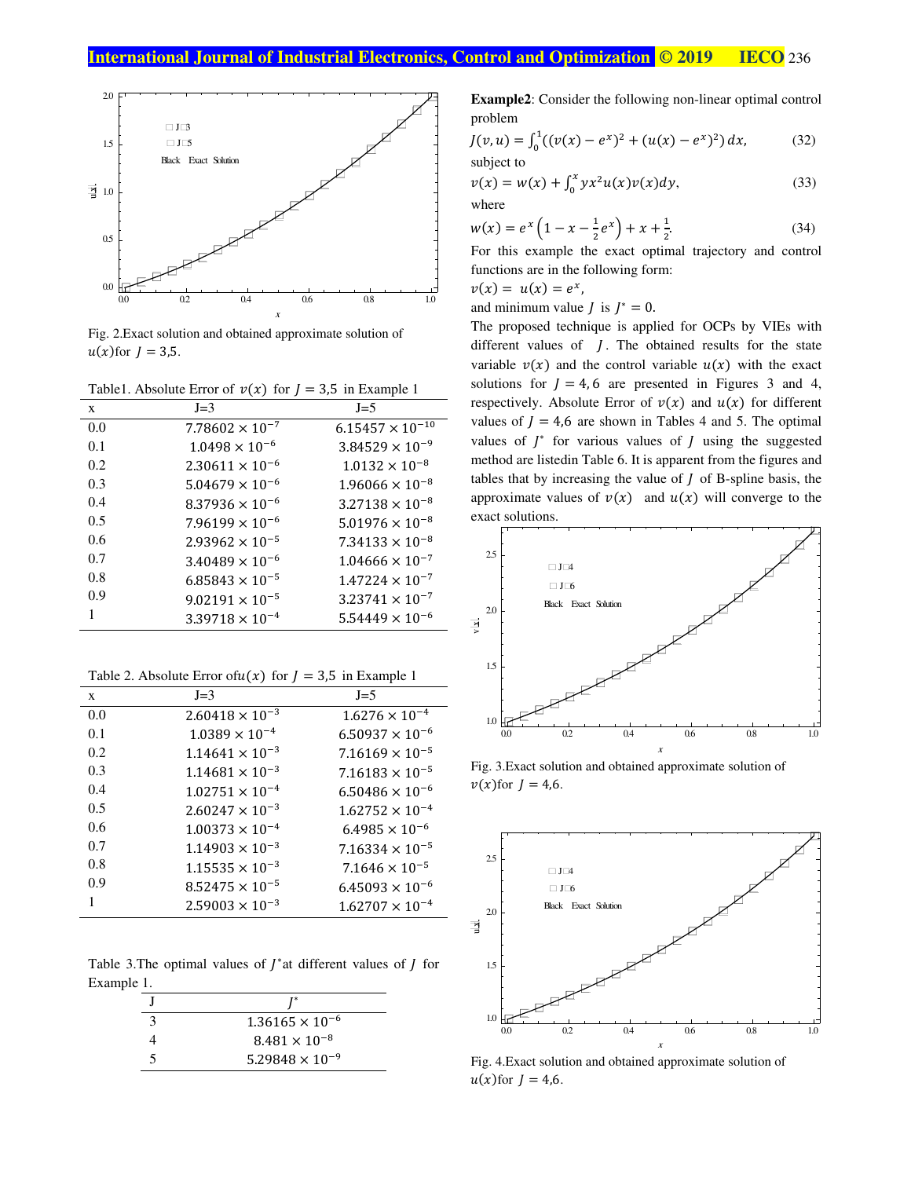Fig. 2.Exact solution and obtained approximate solution of $u(x)$for $J = 3,5$.

Table1. Absolute Error of $v(x)$ for $J = 3,5$ in Example 1

| x | J=3 | J=5 |
|---|---|---|
| 0.0 | $7.78602 \times 10^{-7}$ | $6.15457 \times 10^{-10}$ |
| 0.1 | $1.0498 \times 10^{-6}$ | $3.84529 \times 10^{-9}$ |
| 0.2 | $2.30611 \times 10^{-6}$ | $1.0132 \times 10^{-8}$ |
| 0.3 | $5.04679 \times 10^{-6}$ | $1.96066 \times 10^{-8}$ |
| 0.4 | $8.37936 \times 10^{-6}$ | $3.27138 \times 10^{-8}$ |
| 0.5 | $7.96199 \times 10^{-6}$ | $5.01976 \times 10^{-8}$ |
| 0.6 | $2.93962 \times 10^{-5}$ | $7.34133 \times 10^{-8}$ |
| 0.7 | $3.40489 \times 10^{-6}$ | $1.04666 \times 10^{-7}$ |
| 0.8 | $6.85843 \times 10^{-5}$ | $1.47224 \times 10^{-7}$ |
| 0.9 | $9.02191 \times 10^{-5}$ | $3.23741 \times 10^{-7}$ |
| 1 | $3.39718 \times 10^{-4}$ | $5.54449 \times 10^{-6}$ |

Table 2. Absolute Error of$u(x)$ for $J = 3,5$ in Example 1

| x | J=3 | J=5 |
|---|---|---|
| 0.0 | $2.60418 \times 10^{-3}$ | $1.6276 \times 10^{-4}$ |
| 0.1 | $1.0389 \times 10^{-4}$ | $6.50937 \times 10^{-6}$ |
| 0.2 | $1.14641 \times 10^{-3}$ | $7.16169 \times 10^{-5}$ |
| 0.3 | $1.14681 \times 10^{-3}$ | $7.16183 \times 10^{-5}$ |
| 0.4 | $1.02751 \times 10^{-4}$ | $6.50486 \times 10^{-6}$ |
| 0.5 | $2.60247 \times 10^{-3}$ | $1.62752 \times 10^{-4}$ |
| 0.6 | $1.00373 \times 10^{-4}$ | $6.4985 \times 10^{-6}$ |
| 0.7 | $1.14903 \times 10^{-3}$ | $7.16334 \times 10^{-5}$ |
| 0.8 | $1.15535 \times 10^{-3}$ | $7.1646 \times 10^{-5}$ |
| 0.9 | $8.52475 \times 10^{-5}$ | $6.45093 \times 10^{-6}$ |
| 1 | $2.59003 \times 10^{-3}$ | $1.62707 \times 10^{-4}$ |

Table 3.The optimal values of $J^*$at different values of $J$ for Example 1.

| J | $J^*$ |
|---|---|
| 3 | $1.36165 \times 10^{-6}$ |
| 4 | $8.481 \times 10^{-8}$ |
| 5 | $5.29848 \times 10^{-9}$ |

**Example2**: Consider the following non-linear optimal control problem

$$J(v,u) = \int_0^1 ((v(x) - e^x)^2 + (u(x) - e^x)^2)\, dx, \tag{32}$$

subject to

$$v(x) = w(x) + \int_0^x yx^2 u(x) v(x) dy, \tag{33}$$

where

$$w(x) = e^x \left(1 - x - \frac{1}{2}e^x\right) + x + \frac{1}{2}. \tag{34}$$

For this example the exact optimal trajectory and control functions are in the following form:

$v(x) = u(x) = e^x$,

and minimum value $J$ is $J^* = 0$.

The proposed technique is applied for OCPs by VIEs with different values of $J$. The obtained results for the state variable $v(x)$ and the control variable $u(x)$ with the exact solutions for $J = 4, 6$ are presented in Figures 3 and 4, respectively. Absolute Error of $v(x)$ and $u(x)$ for different values of $J = 4,6$ are shown in Tables 4 and 5. The optimal values of $J^*$ for various values of $J$ using the suggested method are listedin Table 6. It is apparent from the figures and tables that by increasing the value of $J$ of B-spline basis, the approximate values of $v(x)$ and $u(x)$ will converge to the exact solutions.

Fig. 3.Exact solution and obtained approximate solution of $v(x)$for $J = 4,6$.

Fig. 4.Exact solution and obtained approximate solution of $u(x)$for $J = 4,6$.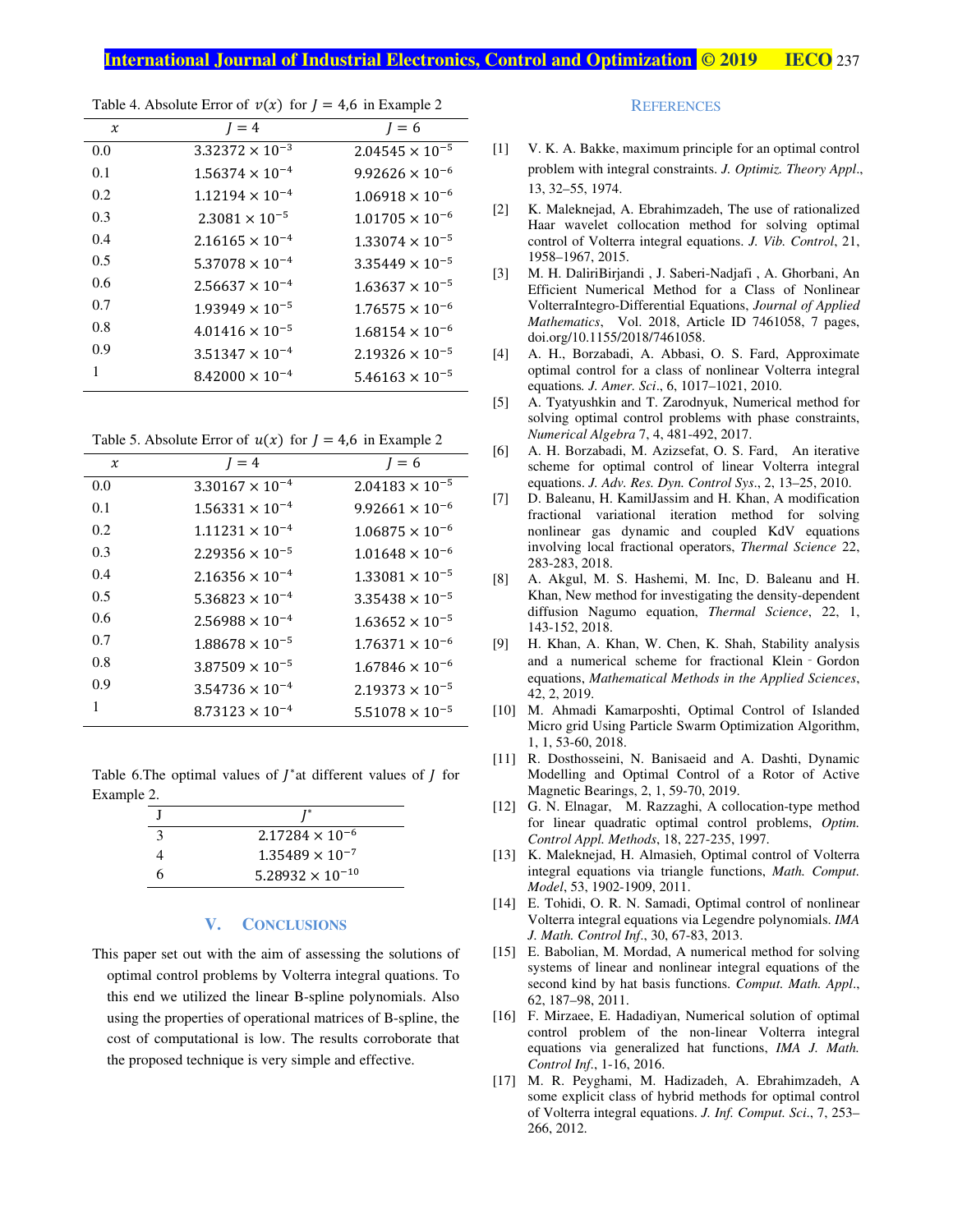Table 4. Absolute Error of $v(x)$ for $J = 4,6$ in Example 2

| $x$ | $J = 4$ | $J = 6$ |
|---|---|---|
| 0.0 | $3.32372 \times 10^{-3}$ | $2.04545 \times 10^{-5}$ |
| 0.1 | $1.56374 \times 10^{-4}$ | $9.92626 \times 10^{-6}$ |
| 0.2 | $1.12194 \times 10^{-4}$ | $1.06918 \times 10^{-6}$ |
| 0.3 | $2.3081 \times 10^{-5}$ | $1.01705 \times 10^{-6}$ |
| 0.4 | $2.16165 \times 10^{-4}$ | $1.33074 \times 10^{-5}$ |
| 0.5 | $5.37078 \times 10^{-4}$ | $3.35449 \times 10^{-5}$ |
| 0.6 | $2.56637 \times 10^{-4}$ | $1.63637 \times 10^{-5}$ |
| 0.7 | $1.93949 \times 10^{-5}$ | $1.76575 \times 10^{-6}$ |
| 0.8 | $4.01416 \times 10^{-5}$ | $1.68154 \times 10^{-6}$ |
| 0.9 | $3.51347 \times 10^{-4}$ | $2.19326 \times 10^{-5}$ |
| 1 | $8.42000 \times 10^{-4}$ | $5.46163 \times 10^{-5}$ |

Table 5. Absolute Error of $u(x)$ for $J = 4,6$ in Example 2

| $x$ | $J = 4$ | $J = 6$ |
|---|---|---|
| 0.0 | $3.30167 \times 10^{-4}$ | $2.04183 \times 10^{-5}$ |
| 0.1 | $1.56331 \times 10^{-4}$ | $9.92661 \times 10^{-6}$ |
| 0.2 | $1.11231 \times 10^{-4}$ | $1.06875 \times 10^{-6}$ |
| 0.3 | $2.29356 \times 10^{-5}$ | $1.01648 \times 10^{-6}$ |
| 0.4 | $2.16356 \times 10^{-4}$ | $1.33081 \times 10^{-5}$ |
| 0.5 | $5.36823 \times 10^{-4}$ | $3.35438 \times 10^{-5}$ |
| 0.6 | $2.56988 \times 10^{-4}$ | $1.63652 \times 10^{-5}$ |
| 0.7 | $1.88678 \times 10^{-5}$ | $1.76371 \times 10^{-6}$ |
| 0.8 | $3.87509 \times 10^{-5}$ | $1.67846 \times 10^{-6}$ |
| 0.9 | $3.54736 \times 10^{-4}$ | $2.19373 \times 10^{-5}$ |
| 1 | $8.73123 \times 10^{-4}$ | $5.51078 \times 10^{-5}$ |

Table 6.The optimal values of $J^*$at different values of $J$ for Example 2.

| J | $J^*$ |
|---|---|
| 3 | $2.17284 \times 10^{-6}$ |
| 4 | $1.35489 \times 10^{-7}$ |
| 6 | $5.28932 \times 10^{-10}$ |

## V. Conclusions

This paper set out with the aim of assessing the solutions of optimal control problems by Volterra integral quations. To this end we utilized the linear B-spline polynomials. Also using the properties of operational matrices of B-spline, the cost of computational is low. The results corroborate that the proposed technique is very simple and effective.

## References

[1] V. K. A. Bakke, maximum principle for an optimal control problem with integral constraints. *J. Optimiz. Theory Appl*., 13, 32–55, 1974.

[2] K. Maleknejad, A. Ebrahimzadeh, The use of rationalized Haar wavelet collocation method for solving optimal control of Volterra integral equations. *J. Vib. Control*, 21, 1958–1967, 2015.

[3] M. H. DaliriBirjandi , J. Saberi-Nadjafi , A. Ghorbani, An Efficient Numerical Method for a Class of Nonlinear VolterraIntegro-Differential Equations, *Journal of Applied Mathematics*, Vol. 2018, Article ID 7461058, 7 pages, doi.org/10.1155/2018/7461058.

[4] A. H., Borzabadi, A. Abbasi, O. S. Fard, Approximate optimal control for a class of nonlinear Volterra integral equations*. J. Amer. Sci*., 6, 1017–1021, 2010.

[5] A. Tyatyushkin and T. Zarodnyuk, Numerical method for solving optimal control problems with phase constraints, *Numerical Algebra* 7, 4, 481-492, 2017.

[6] A. H. Borzabadi, M. Azizsefat, O. S. Fard, An iterative scheme for optimal control of linear Volterra integral equations. *J. Adv. Res. Dyn. Control Sys*., 2, 13–25, 2010.

[7] D. Baleanu, H. KamilJassim and H. Khan, A modification fractional variational iteration method for solving nonlinear gas dynamic and coupled KdV equations involving local fractional operators, *Thermal Science* 22, 283-283, 2018.

[8] A. Akgul, M. S. Hashemi, M. Inc, D. Baleanu and H. Khan, New method for investigating the density-dependent diffusion Nagumo equation, *Thermal Science*, 22, 1, 143-152, 2018.

[9] H. Khan, A. Khan, W. Chen, K. Shah, Stability analysis and a numerical scheme for fractional Klein - Gordon equations, *Mathematical Methods in the Applied Sciences*, 42, 2, 2019.

[10] M. Ahmadi Kamarposhti, Optimal Control of Islanded Micro grid Using Particle Swarm Optimization Algorithm, 1, 1, 53-60, 2018.

[11] R. Dosthosseini, N. Banisaeid and A. Dashti, Dynamic Modelling and Optimal Control of a Rotor of Active Magnetic Bearings, 2, 1, 59-70, 2019.

[12] G. N. Elnagar, M. Razzaghi, A collocation-type method for linear quadratic optimal control problems, *Optim. Control Appl. Methods*, 18, 227-235, 1997.

[13] K. Maleknejad, H. Almasieh, Optimal control of Volterra integral equations via triangle functions, *Math. Comput. Model*, 53, 1902-1909, 2011.

[14] E. Tohidi, O. R. N. Samadi, Optimal control of nonlinear Volterra integral equations via Legendre polynomials. *IMA J. Math. Control Inf*., 30, 67-83, 2013.

[15] E. Babolian, M. Mordad, A numerical method for solving systems of linear and nonlinear integral equations of the second kind by hat basis functions. *Comput. Math. Appl*., 62, 187–98, 2011.

[16] F. Mirzaee, E. Hadadiyan, Numerical solution of optimal control problem of the non-linear Volterra integral equations via generalized hat functions, *IMA J. Math. Control Inf*., 1-16, 2016.

[17] M. R. Peyghami, M. Hadizadeh, A. Ebrahimzadeh, A some explicit class of hybrid methods for optimal control of Volterra integral equations. *J. Inf. Comput. Sci*., 7, 253–266, 2012.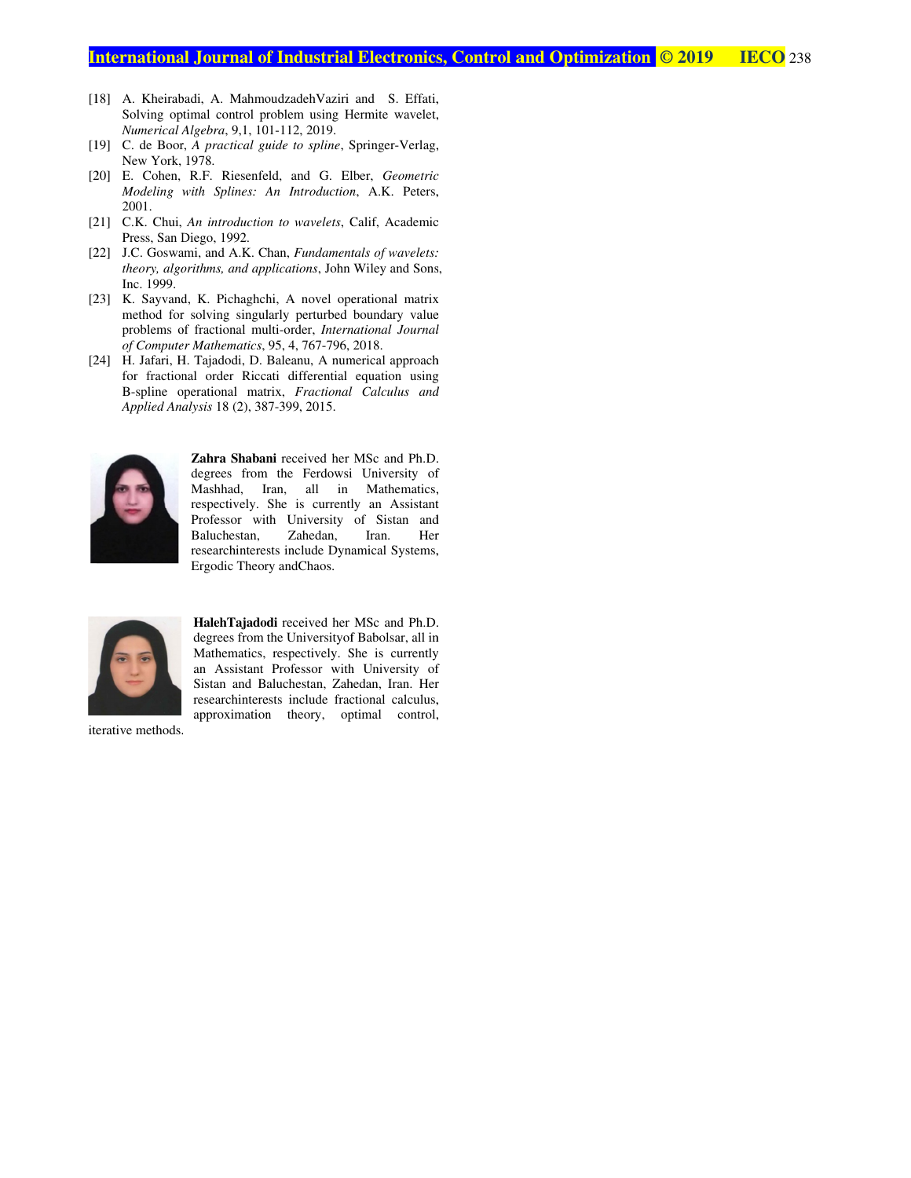[18] A. Kheirabadi, A. MahmoudzadehVaziri and S. Effati, Solving optimal control problem using Hermite wavelet, *Numerical Algebra*, 9,1, 101-112, 2019.

[19] C. de Boor, *A practical guide to spline*, Springer-Verlag, New York, 1978.

[20] E. Cohen, R.F. Riesenfeld, and G. Elber, *Geometric Modeling with Splines: An Introduction*, A.K. Peters, 2001.

[21] C.K. Chui, *An introduction to wavelets*, Calif, Academic Press, San Diego, 1992.

[22] J.C. Goswami, and A.K. Chan, *Fundamentals of wavelets: theory, algorithms, and applications*, John Wiley and Sons, Inc. 1999.

[23] K. Sayvand, K. Pichaghchi, A novel operational matrix method for solving singularly perturbed boundary value problems of fractional multi-order, *International Journal of Computer Mathematics*, 95, 4, 767-796, 2018.

[24] H. Jafari, H. Tajadodi, D. Baleanu, A numerical approach for fractional order Riccati differential equation using B-spline operational matrix, *Fractional Calculus and Applied Analysis* 18 (2), 387-399, 2015.

**Zahra Shabani** received her MSc and Ph.D. degrees from the Ferdowsi University of Mashhad, Iran, all in Mathematics, respectively. She is currently an Assistant Professor with University of Sistan and Baluchestan, Zahedan, Iran. Her researchinterests include Dynamical Systems, Ergodic Theory andChaos.

**HalehTajadodi** received her MSc and Ph.D. degrees from the Universityof Babolsar, all in Mathematics, respectively. She is currently an Assistant Professor with University of Sistan and Baluchestan, Zahedan, Iran. Her researchinterests include fractional calculus, approximation theory, optimal control, iterative methods.